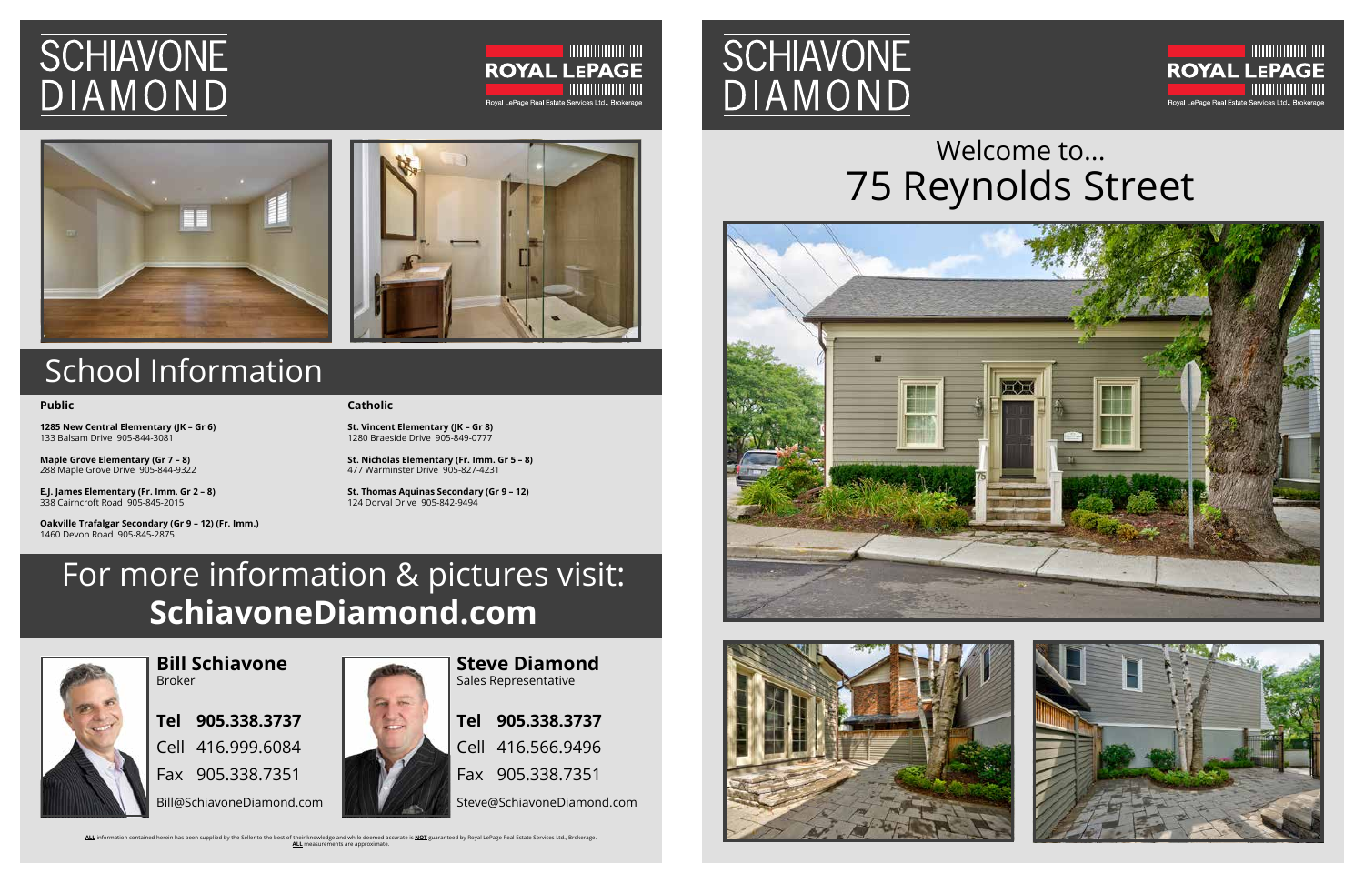# SCHIAVONE DIAMOND

ROYAL LEPAGE
Royal LePage Real Estate Services Ltd., Brokerage

## School Information

**Public**

**1285 New Central Elementary (JK – Gr 6)**
133 Balsam Drive 905-844-3081

**Maple Grove Elementary (Gr 7 – 8)**
288 Maple Grove Drive 905-844-9322

**E.J. James Elementary (Fr. Imm. Gr 2 – 8)**
338 Cairncroft Road 905-845-2015

**Oakville Trafalgar Secondary (Gr 9 – 12) (Fr. Imm.)**
1460 Devon Road 905-845-2875

**Catholic**

**St. Vincent Elementary (JK – Gr 8)**
1280 Braeside Drive 905-849-0777

**St. Nicholas Elementary (Fr. Imm. Gr 5 – 8)**
477 Warminster Drive 905-827-4231

**St. Thomas Aquinas Secondary (Gr 9 – 12)**
124 Dorval Drive 905-842-9494

## For more information & pictures visit: **SchiavoneDiamond.com**

**Bill Schiavone**
Broker

**Tel 905.338.3737**
Cell 416.999.6084
Fax 905.338.7351
Bill@SchiavoneDiamond.com

**Steve Diamond**
Sales Representative

**Tel 905.338.3737**
Cell 416.566.9496
Fax 905.338.7351
Steve@SchiavoneDiamond.com

**ALL** information contained herein has been supplied by the Seller to the best of their knowledge and while deemed accurate is **NOT** guaranteed by Royal LePage Real Estate Services Ltd., Brokerage.
**ALL** measurements are approximate.

# SCHIAVONE DIAMOND

ROYAL LEPAGE
Royal LePage Real Estate Services Ltd., Brokerage

## Welcome to... 75 Reynolds Street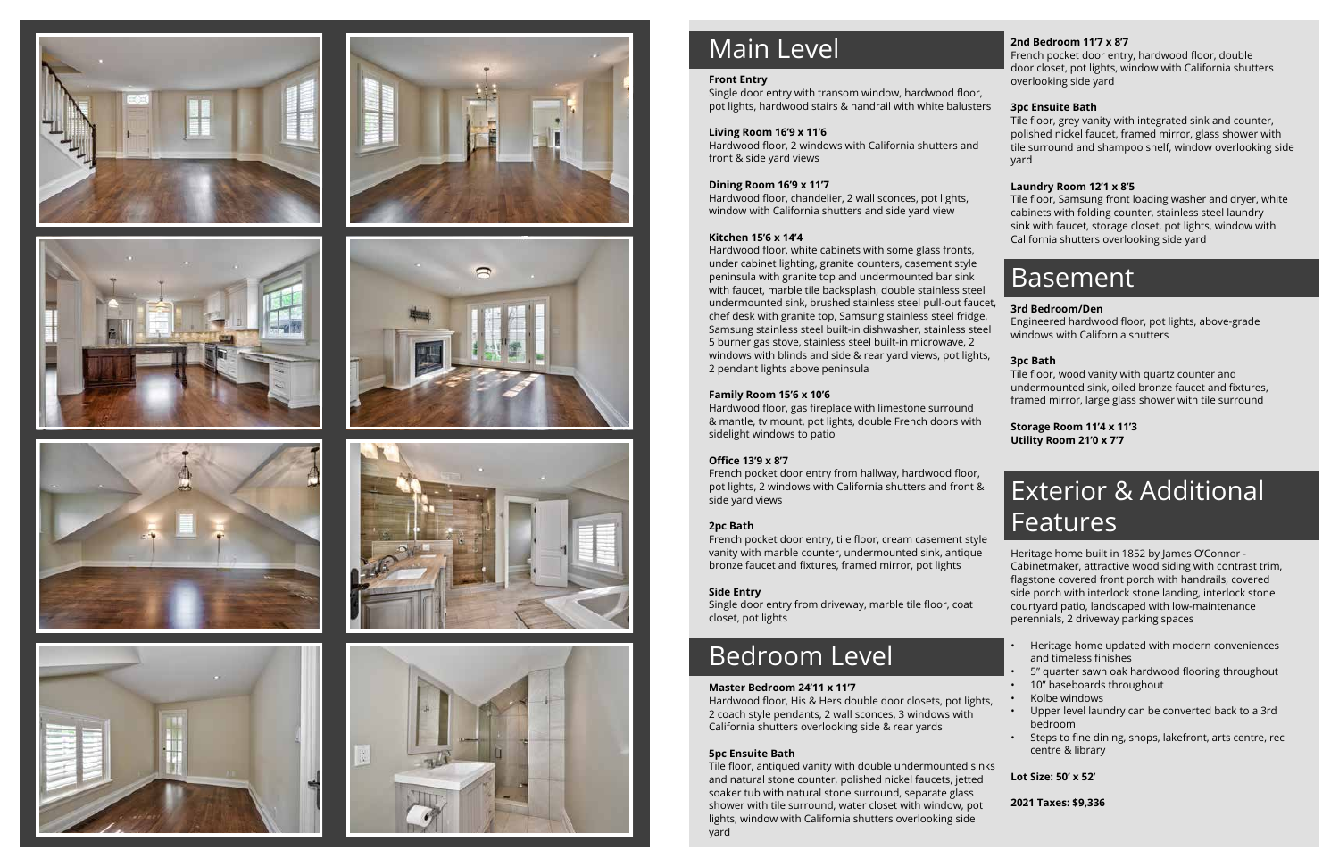# Main Level

**Front Entry**
Single door entry with transom window, hardwood floor, pot lights, hardwood stairs & handrail with white balusters

**Living Room 16'9 x 11'6**
Hardwood floor, 2 windows with California shutters and front & side yard views

**Dining Room 16'9 x 11'7**
Hardwood floor, chandelier, 2 wall sconces, pot lights, window with California shutters and side yard view

**Kitchen 15'6 x 14'4**
Hardwood floor, white cabinets with some glass fronts, under cabinet lighting, granite counters, casement style peninsula with granite top and undermounted bar sink with faucet, marble tile backsplash, double stainless steel undermounted sink, brushed stainless steel pull-out faucet, chef desk with granite top, Samsung stainless steel fridge, Samsung stainless steel built-in dishwasher, stainless steel 5 burner gas stove, stainless steel built-in microwave, 2 windows with blinds and side & rear yard views, pot lights, 2 pendant lights above peninsula

**Family Room 15'6 x 10'6**
Hardwood floor, gas fireplace with limestone surround & mantle, tv mount, pot lights, double French doors with sidelight windows to patio

**Office 13'9 x 8'7**
French pocket door entry from hallway, hardwood floor, pot lights, 2 windows with California shutters and front & side yard views

**2pc Bath**
French pocket door entry, tile floor, cream casement style vanity with marble counter, undermounted sink, antique bronze faucet and fixtures, framed mirror, pot lights

**Side Entry**
Single door entry from driveway, marble tile floor, coat closet, pot lights

# Bedroom Level

**Master Bedroom 24'11 x 11'7**
Hardwood floor, His & Hers double door closets, pot lights, 2 coach style pendants, 2 wall sconces, 3 windows with California shutters overlooking side & rear yards

**5pc Ensuite Bath**
Tile floor, antiqued vanity with double undermounted sinks and natural stone counter, polished nickel faucets, jetted soaker tub with natural stone surround, separate glass shower with tile surround, water closet with window, pot lights, window with California shutters overlooking side yard

**2nd Bedroom 11'7 x 8'7**
French pocket door entry, hardwood floor, double door closet, pot lights, window with California shutters overlooking side yard

**3pc Ensuite Bath**
Tile floor, grey vanity with integrated sink and counter, polished nickel faucet, framed mirror, glass shower with tile surround and shampoo shelf, window overlooking side yard

**Laundry Room 12'1 x 8'5**
Tile floor, Samsung front loading washer and dryer, white cabinets with folding counter, stainless steel laundry sink with faucet, storage closet, pot lights, window with California shutters overlooking side yard

# Basement

**3rd Bedroom/Den**
Engineered hardwood floor, pot lights, above-grade windows with California shutters

**3pc Bath**
Tile floor, wood vanity with quartz counter and undermounted sink, oiled bronze faucet and fixtures, framed mirror, large glass shower with tile surround

**Storage Room 11'4 x 11'3**
**Utility Room 21'0 x 7'7**

# Exterior & Additional Features

Heritage home built in 1852 by James O'Connor - Cabinetmaker, attractive wood siding with contrast trim, flagstone covered front porch with handrails, covered side porch with interlock stone landing, interlock stone courtyard patio, landscaped with low-maintenance perennials, 2 driveway parking spaces

- Heritage home updated with modern conveniences and timeless finishes
- 5" quarter sawn oak hardwood flooring throughout
- 10" baseboards throughout
- Kolbe windows
- Upper level laundry can be converted back to a 3rd bedroom
- Steps to fine dining, shops, lakefront, arts centre, rec centre & library

**Lot Size: 50' x 52'**

**2021 Taxes: $9,336**